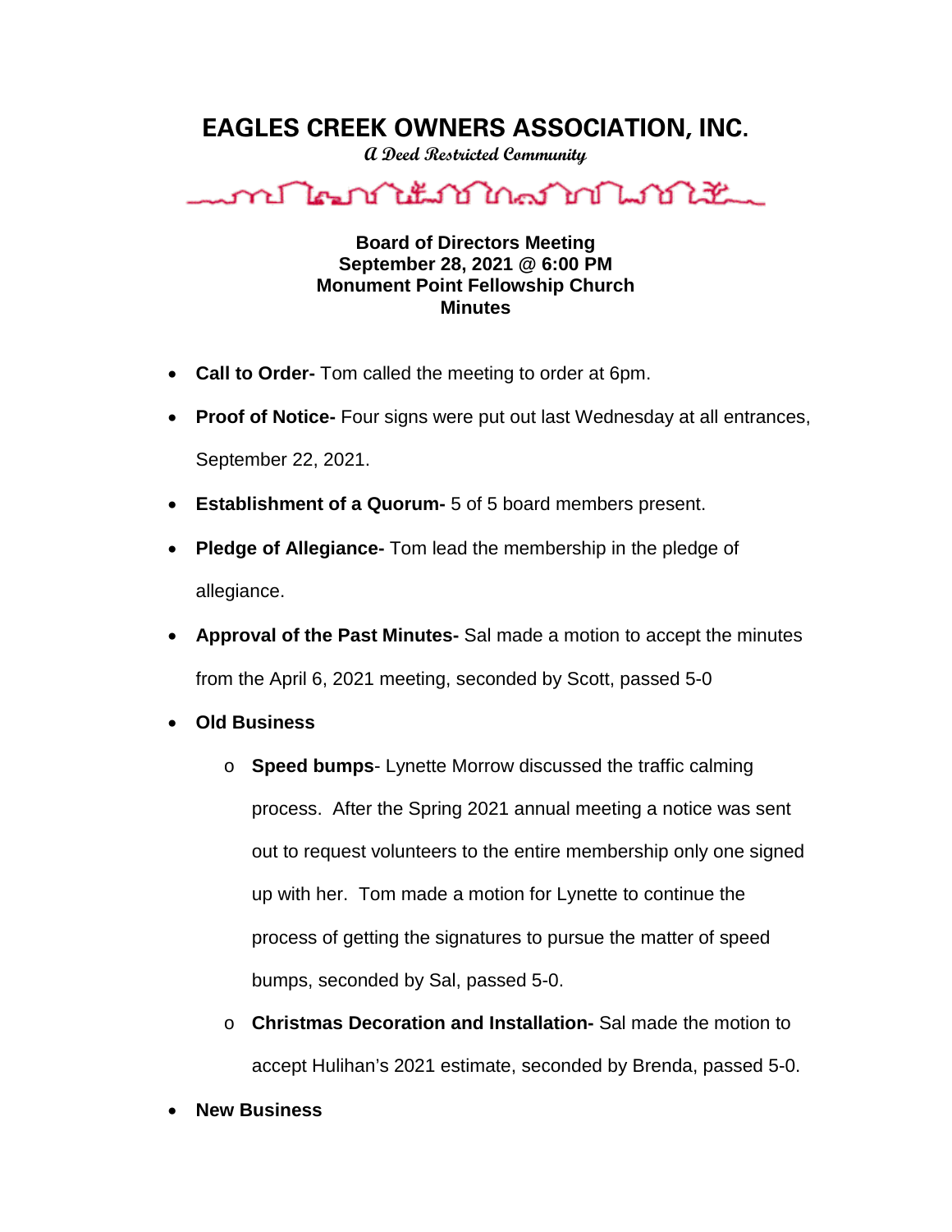# EAGLES CREEK OWNERS ASSOCIATION, INC.

*A Deed Restricted Community*

**Board of Directors Meeting**
**September 28, 2021 @ 6:00 PM**
**Monument Point Fellowship Church**
**Minutes**

- **Call to Order-** Tom called the meeting to order at 6pm.
- **Proof of Notice-** Four signs were put out last Wednesday at all entrances, September 22, 2021.
- **Establishment of a Quorum-** 5 of 5 board members present.
- **Pledge of Allegiance-** Tom lead the membership in the pledge of allegiance.
- **Approval of the Past Minutes-** Sal made a motion to accept the minutes from the April 6, 2021 meeting, seconded by Scott, passed 5-0
- **Old Business**
  - **Speed bumps**- Lynette Morrow discussed the traffic calming process. After the Spring 2021 annual meeting a notice was sent out to request volunteers to the entire membership only one signed up with her. Tom made a motion for Lynette to continue the process of getting the signatures to pursue the matter of speed bumps, seconded by Sal, passed 5-0.
  - **Christmas Decoration and Installation-** Sal made the motion to accept Hulihan's 2021 estimate, seconded by Brenda, passed 5-0.
- **New Business**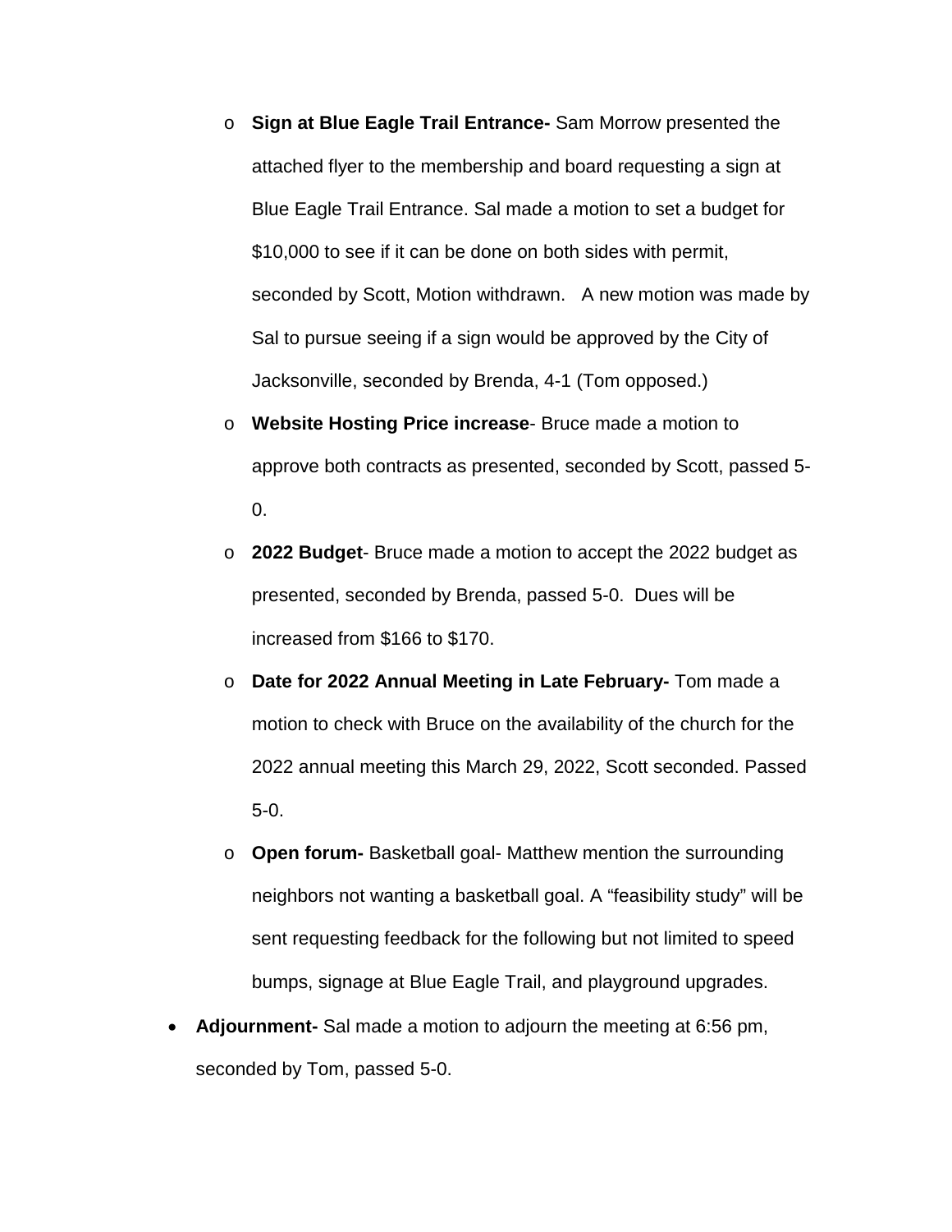- **Sign at Blue Eagle Trail Entrance-** Sam Morrow presented the attached flyer to the membership and board requesting a sign at Blue Eagle Trail Entrance. Sal made a motion to set a budget for $10,000 to see if it can be done on both sides with permit, seconded by Scott, Motion withdrawn. A new motion was made by Sal to pursue seeing if a sign would be approved by the City of Jacksonville, seconded by Brenda, 4-1 (Tom opposed.)
  - **Website Hosting Price increase**- Bruce made a motion to approve both contracts as presented, seconded by Scott, passed 5-0.
  - **2022 Budget**- Bruce made a motion to accept the 2022 budget as presented, seconded by Brenda, passed 5-0. Dues will be increased from $166 to $170.
  - **Date for 2022 Annual Meeting in Late February-** Tom made a motion to check with Bruce on the availability of the church for the 2022 annual meeting this March 29, 2022, Scott seconded. Passed 5-0.
  - **Open forum-** Basketball goal- Matthew mention the surrounding neighbors not wanting a basketball goal. A "feasibility study" will be sent requesting feedback for the following but not limited to speed bumps, signage at Blue Eagle Trail, and playground upgrades.
- **Adjournment-** Sal made a motion to adjourn the meeting at 6:56 pm, seconded by Tom, passed 5-0.